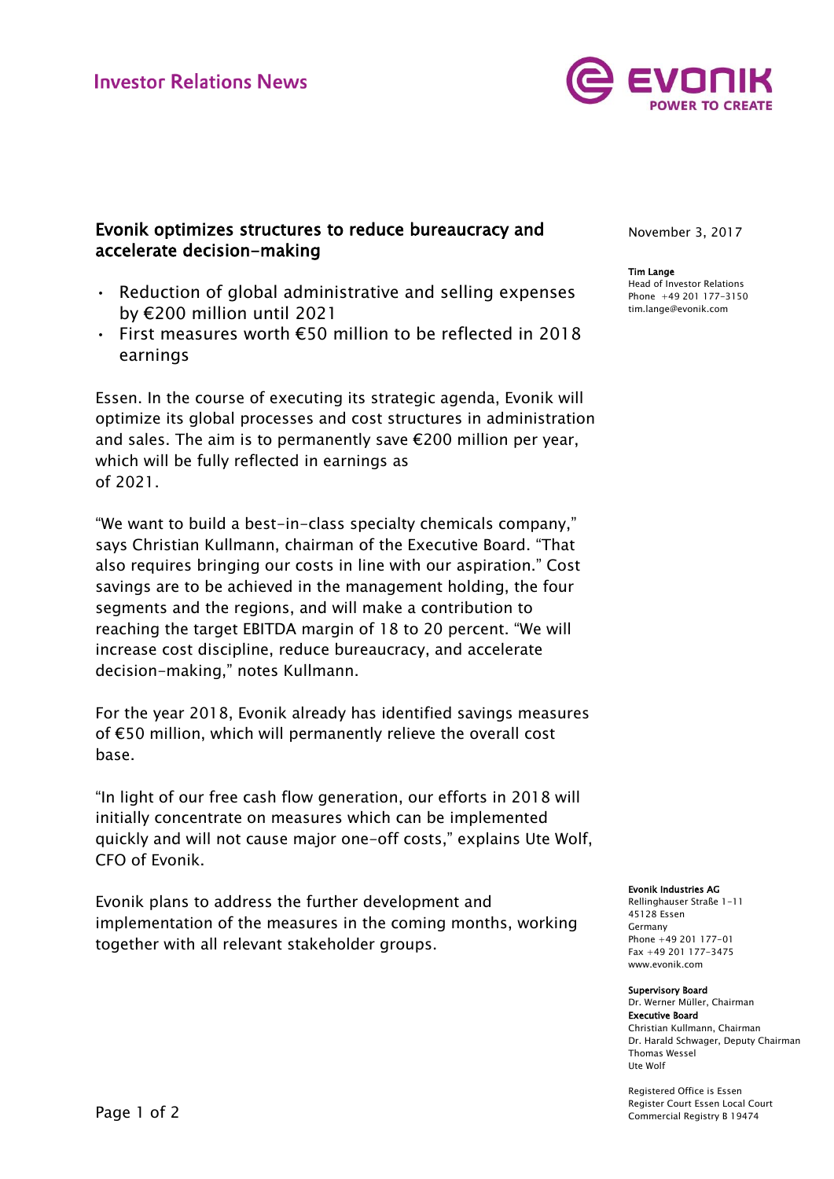Investor Relations News

# Evonik optimizes structures to reduce bureaucracy and accelerate decision-making

- Reduction of global administrative and selling expenses by €200 million until 2021
- First measures worth €50 million to be reflected in 2018 earnings

Essen. In the course of executing its strategic agenda, Evonik will optimize its global processes and cost structures in administration and sales. The aim is to permanently save €200 million per year, which will be fully reflected in earnings as of 2021.

"We want to build a best-in-class specialty chemicals company," says Christian Kullmann, chairman of the Executive Board. "That also requires bringing our costs in line with our aspiration." Cost savings are to be achieved in the management holding, the four segments and the regions, and will make a contribution to reaching the target EBITDA margin of 18 to 20 percent. "We will increase cost discipline, reduce bureaucracy, and accelerate decision-making," notes Kullmann.

For the year 2018, Evonik already has identified savings measures of €50 million, which will permanently relieve the overall cost base.

"In light of our free cash flow generation, our efforts in 2018 will initially concentrate on measures which can be implemented quickly and will not cause major one-off costs," explains Ute Wolf, CFO of Evonik.

Evonik plans to address the further development and implementation of the measures in the coming months, working together with all relevant stakeholder groups.

November 3, 2017

**Tim Lange**
Head of Investor Relations
Phone +49 201 177-3150
tim.lange@evonik.com

**Evonik Industries AG**
Rellinghauser Straße 1-11
45128 Essen
Germany
Phone +49 201 177-01
Fax +49 201 177-3475
www.evonik.com

**Supervisory Board**
Dr. Werner Müller, Chairman
**Executive Board**
Christian Kullmann, Chairman
Dr. Harald Schwager, Deputy Chairman
Thomas Wessel
Ute Wolf

Registered Office is Essen
Register Court Essen Local Court
Commercial Registry B 19474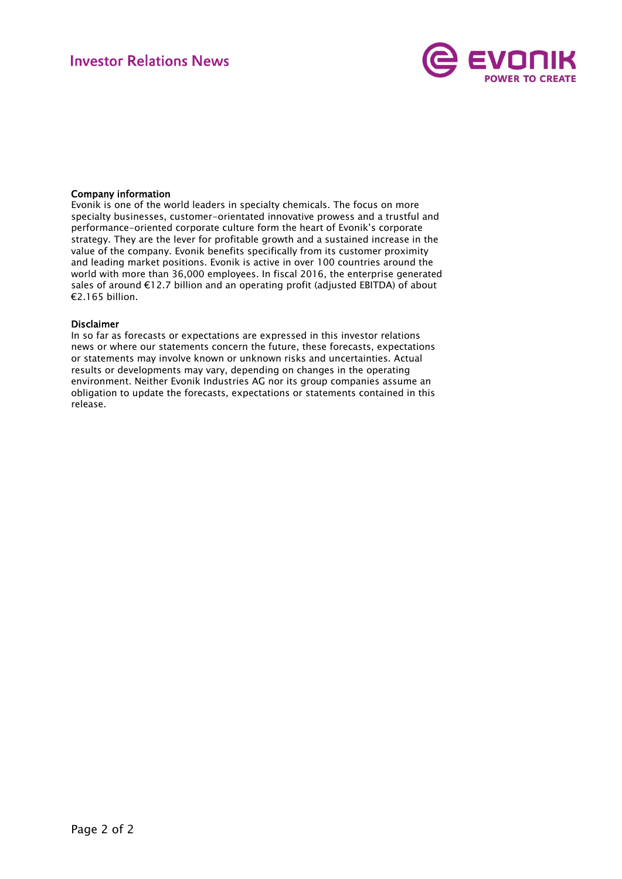**Company information**

Evonik is one of the world leaders in specialty chemicals. The focus on more specialty businesses, customer-orientated innovative prowess and a trustful and performance-oriented corporate culture form the heart of Evonik's corporate strategy. They are the lever for profitable growth and a sustained increase in the value of the company. Evonik benefits specifically from its customer proximity and leading market positions. Evonik is active in over 100 countries around the world with more than 36,000 employees. In fiscal 2016, the enterprise generated sales of around €12.7 billion and an operating profit (adjusted EBITDA) of about €2.165 billion.

**Disclaimer**

In so far as forecasts or expectations are expressed in this investor relations news or where our statements concern the future, these forecasts, expectations or statements may involve known or unknown risks and uncertainties. Actual results or developments may vary, depending on changes in the operating environment. Neither Evonik Industries AG nor its group companies assume an obligation to update the forecasts, expectations or statements contained in this release.